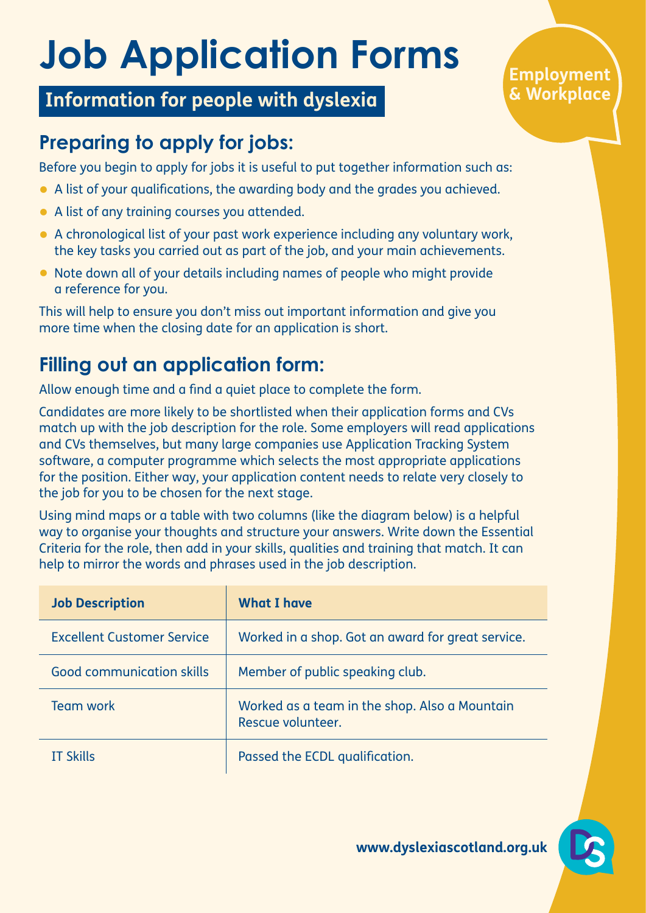# Job Application Forms

## Information for people with dyslexia

**Employment & Workplace**

## Preparing to apply for jobs:

Before you begin to apply for jobs it is useful to put together information such as:

- A list of your qualifications, the awarding body and the grades you achieved.
- A list of any training courses you attended.
- A chronological list of your past work experience including any voluntary work, the key tasks you carried out as part of the job, and your main achievements.
- Note down all of your details including names of people who might provide a reference for you.

This will help to ensure you don't miss out important information and give you more time when the closing date for an application is short.

## Filling out an application form:

Allow enough time and a find a quiet place to complete the form.

Candidates are more likely to be shortlisted when their application forms and CVs match up with the job description for the role. Some employers will read applications and CVs themselves, but many large companies use Application Tracking System software, a computer programme which selects the most appropriate applications for the position. Either way, your application content needs to relate very closely to the job for you to be chosen for the next stage.

Using mind maps or a table with two columns (like the diagram below) is a helpful way to organise your thoughts and structure your answers. Write down the Essential Criteria for the role, then add in your skills, qualities and training that match. It can help to mirror the words and phrases used in the job description.

| Job Description | What I have |
|---|---|
| Excellent Customer Service | Worked in a shop. Got an award for great service. |
| Good communication skills | Member of public speaking club. |
| Team work | Worked as a team in the shop. Also a Mountain Rescue volunteer. |
| IT Skills | Passed the ECDL qualification. |

www.dyslexiascotland.org.uk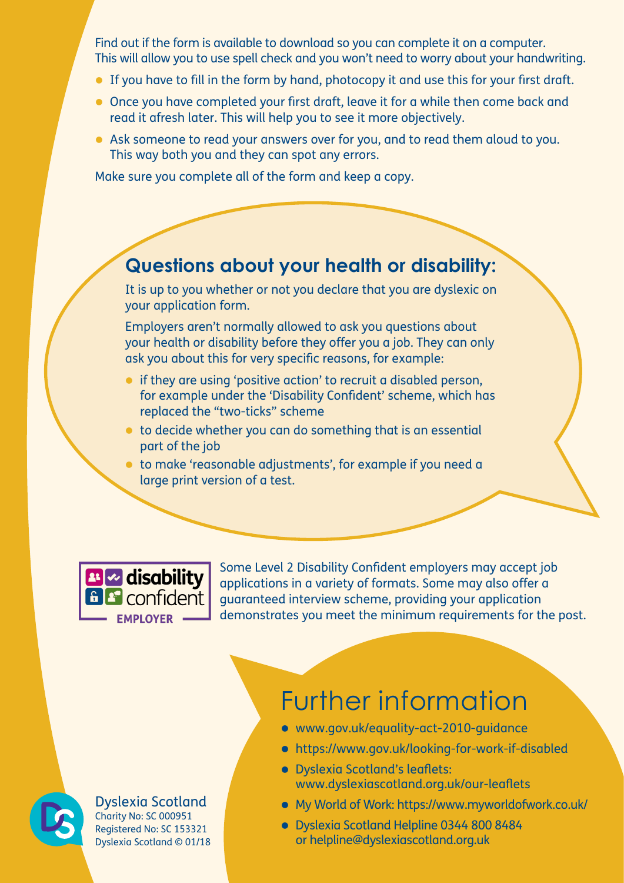Find out if the form is available to download so you can complete it on a computer. This will allow you to use spell check and you won't need to worry about your handwriting.

- If you have to fill in the form by hand, photocopy it and use this for your first draft.
- Once you have completed your first draft, leave it for a while then come back and read it afresh later. This will help you to see it more objectively.
- Ask someone to read your answers over for you, and to read them aloud to you. This way both you and they can spot any errors.

Make sure you complete all of the form and keep a copy.

## Questions about your health or disability:

It is up to you whether or not you declare that you are dyslexic on your application form.

Employers aren't normally allowed to ask you questions about your health or disability before they offer you a job. They can only ask you about this for very specific reasons, for example:

- if they are using 'positive action' to recruit a disabled person, for example under the 'Disability Confident' scheme, which has replaced the "two-ticks" scheme
- to decide whether you can do something that is an essential part of the job
- to make 'reasonable adjustments', for example if you need a large print version of a test.

disability confident EMPLOYER

Some Level 2 Disability Confident employers may accept job applications in a variety of formats. Some may also offer a guaranteed interview scheme, providing your application demonstrates you meet the minimum requirements for the post.

# Further information

- www.gov.uk/equality-act-2010-guidance
- https://www.gov.uk/looking-for-work-if-disabled
- Dyslexia Scotland's leaflets: www.dyslexiascotland.org.uk/our-leaflets
- My World of Work: https://www.myworldofwork.co.uk/
- Dyslexia Scotland Helpline 0344 800 8484 or helpline@dyslexiascotland.org.uk

Dyslexia Scotland
Charity No: SC 000951
Registered No: SC 153321
Dyslexia Scotland © 01/18